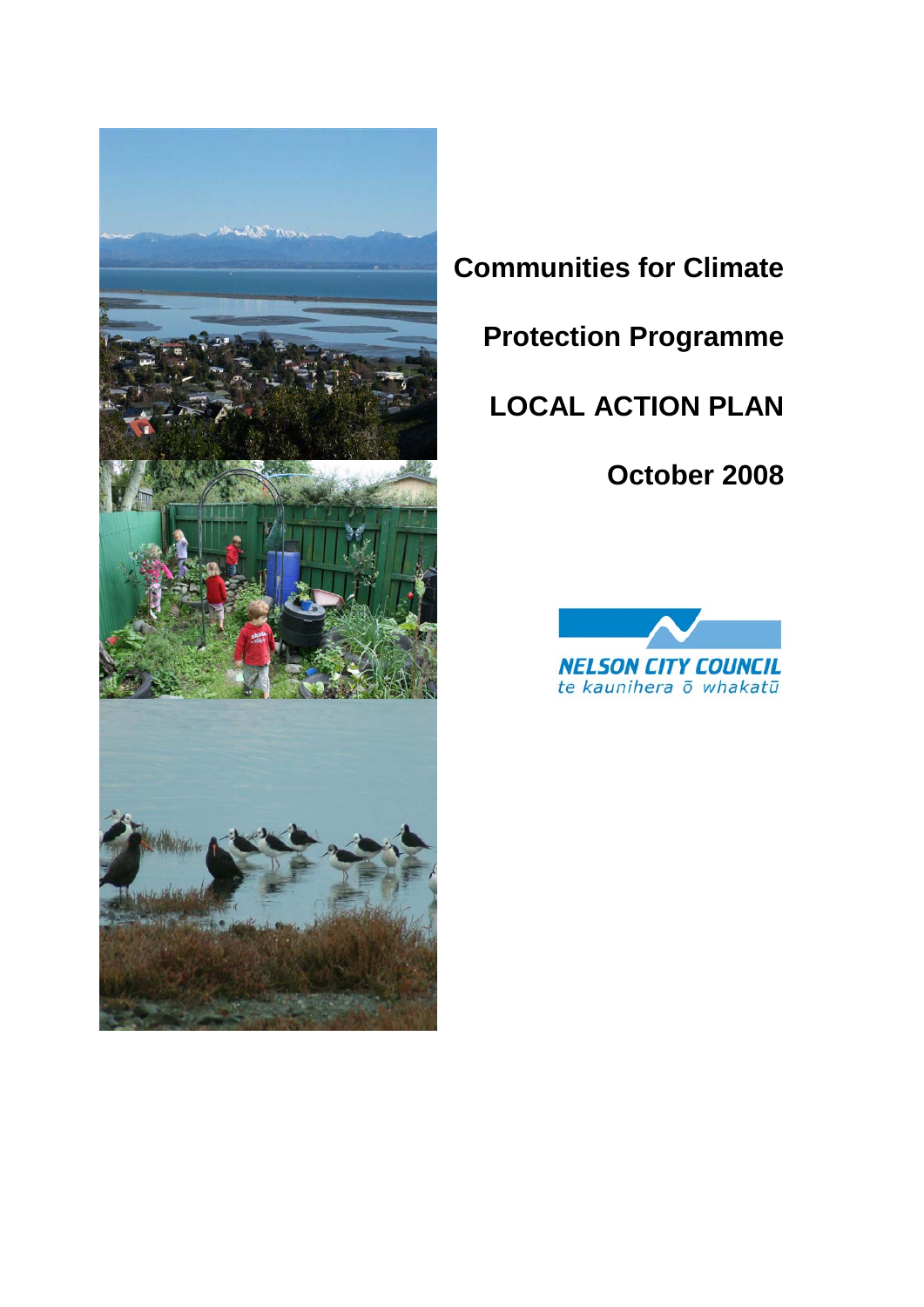# Communities for Climate Protection Programme

# LOCAL ACTION PLAN

**October 2008**

NELSON CITY COUNCIL
te kaunihera ō whakatū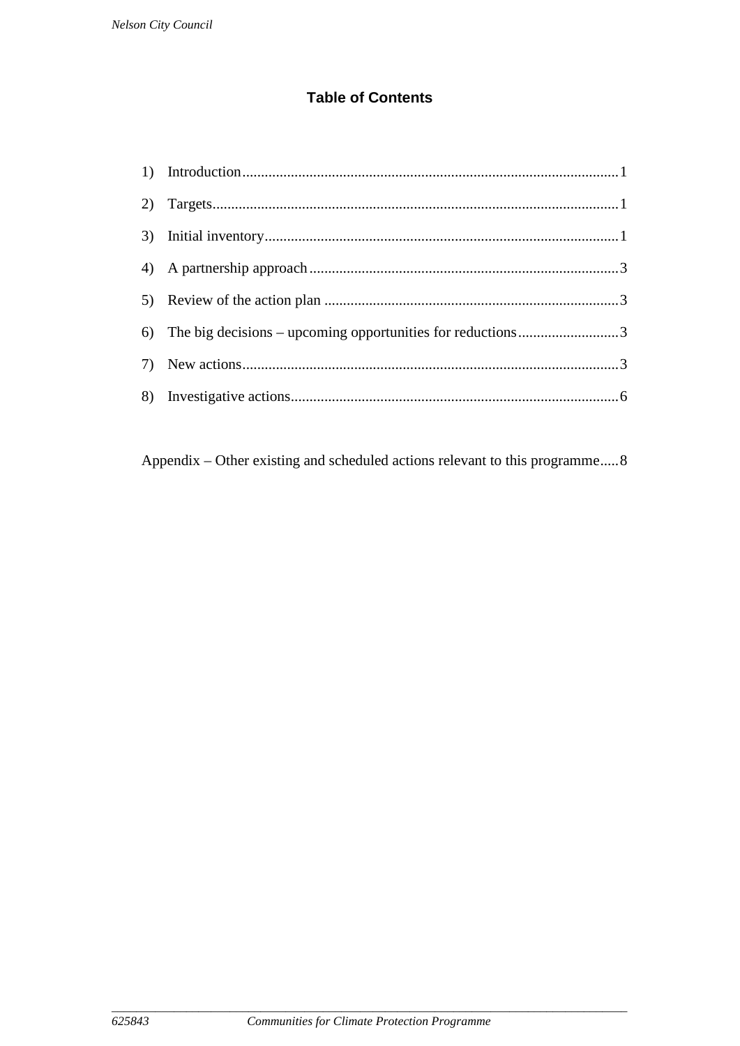## Table of Contents

1) Introduction....................................................................................................1
2) Targets............................................................................................................1
3) Initial inventory..............................................................................................1
4) A partnership approach..................................................................................3
5) Review of the action plan ..............................................................................3
6) The big decisions – upcoming opportunities for reductions...........................3
7) New actions....................................................................................................3
8) Investigative actions.......................................................................................6

Appendix – Other existing and scheduled actions relevant to this programme.....8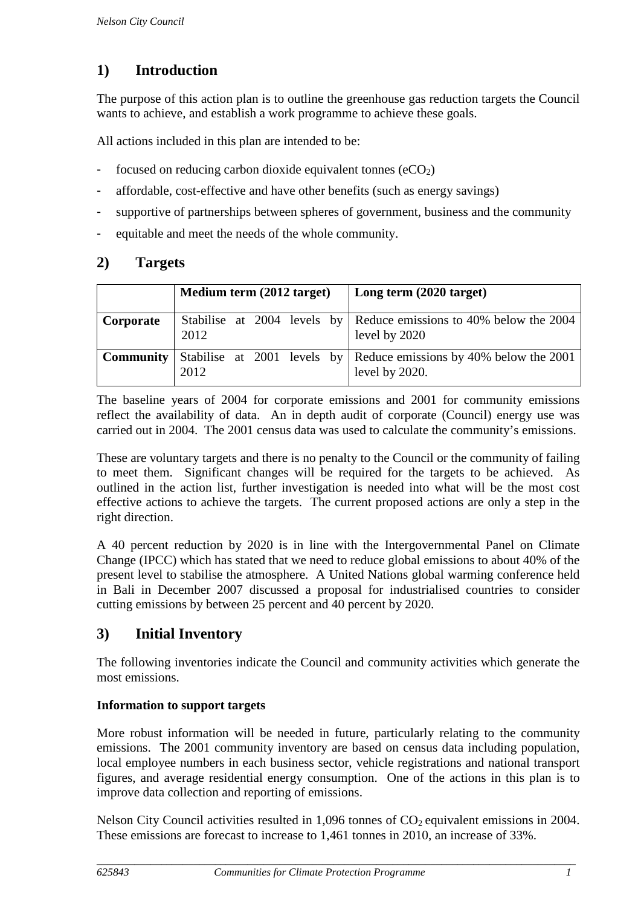## 1) Introduction

The purpose of this action plan is to outline the greenhouse gas reduction targets the Council wants to achieve, and establish a work programme to achieve these goals.

All actions included in this plan are intended to be:

- focused on reducing carbon dioxide equivalent tonnes ($eCO_2$)
- affordable, cost-effective and have other benefits (such as energy savings)
- supportive of partnerships between spheres of government, business and the community
- equitable and meet the needs of the whole community.

## 2) Targets

| | **Medium term (2012 target)** | **Long term (2020 target)** |
|---|---|---|
| **Corporate** | Stabilise at 2004 levels by 2012 | Reduce emissions to 40% below the 2004 level by 2020 |
| **Community** | Stabilise at 2001 levels by 2012 | Reduce emissions by 40% below the 2001 level by 2020. |

The baseline years of 2004 for corporate emissions and 2001 for community emissions reflect the availability of data. An in depth audit of corporate (Council) energy use was carried out in 2004. The 2001 census data was used to calculate the community's emissions.

These are voluntary targets and there is no penalty to the Council or the community of failing to meet them. Significant changes will be required for the targets to be achieved. As outlined in the action list, further investigation is needed into what will be the most cost effective actions to achieve the targets. The current proposed actions are only a step in the right direction.

A 40 percent reduction by 2020 is in line with the Intergovernmental Panel on Climate Change (IPCC) which has stated that we need to reduce global emissions to about 40% of the present level to stabilise the atmosphere. A United Nations global warming conference held in Bali in December 2007 discussed a proposal for industrialised countries to consider cutting emissions by between 25 percent and 40 percent by 2020.

## 3) Initial Inventory

The following inventories indicate the Council and community activities which generate the most emissions.

**Information to support targets**

More robust information will be needed in future, particularly relating to the community emissions. The 2001 community inventory are based on census data including population, local employee numbers in each business sector, vehicle registrations and national transport figures, and average residential energy consumption. One of the actions in this plan is to improve data collection and reporting of emissions.

Nelson City Council activities resulted in 1,096 tonnes of $CO_2$ equivalent emissions in 2004. These emissions are forecast to increase to 1,461 tonnes in 2010, an increase of 33%.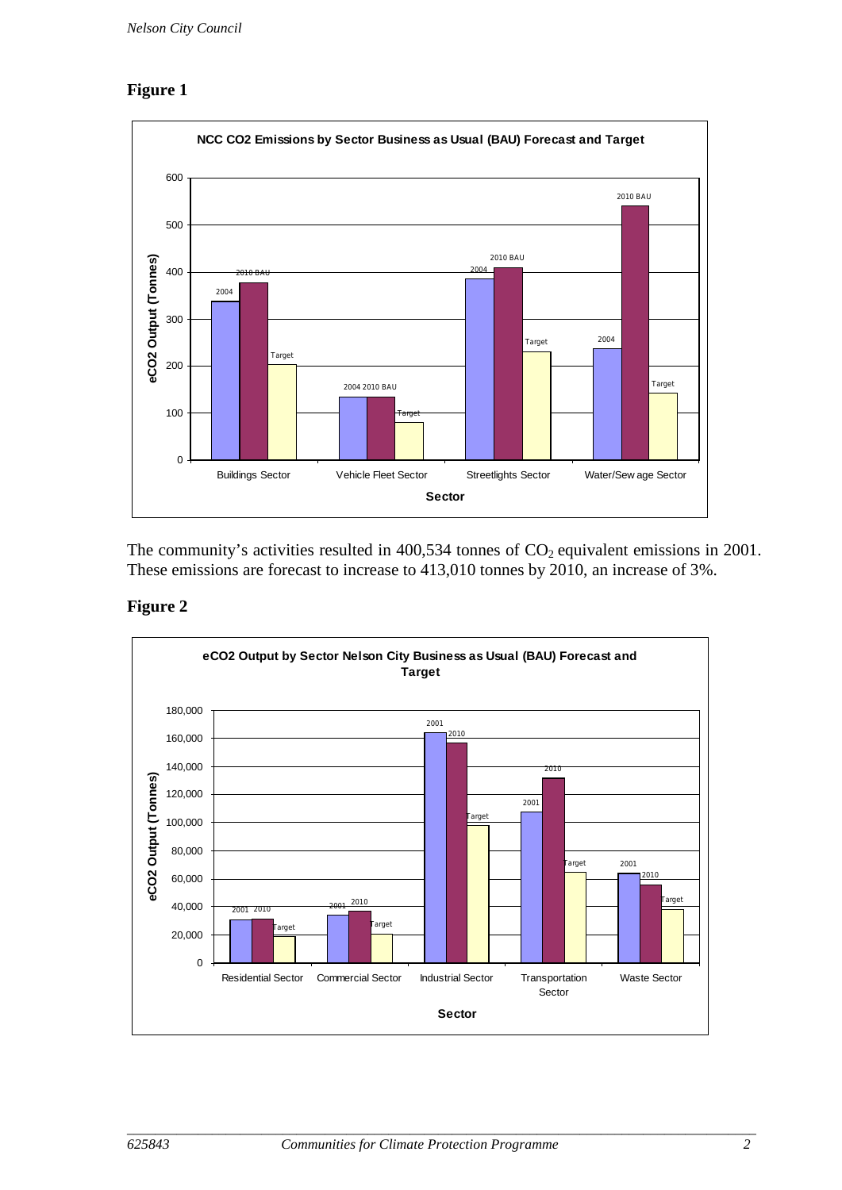## Figure 1

**NCC CO2 Emissions by Sector Business as Usual (BAU) Forecast and Target**

The community's activities resulted in 400,534 tonnes of $CO_2$ equivalent emissions in 2001. These emissions are forecast to increase to 413,010 tonnes by 2010, an increase of 3%.

## Figure 2

**eCO2 Output by Sector Nelson City Business as Usual (BAU) Forecast and Target**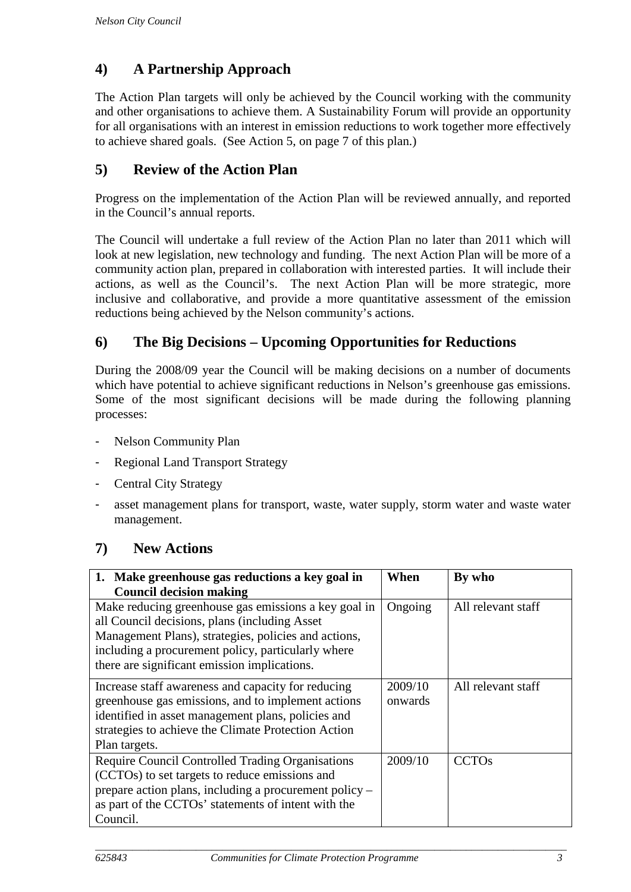## 4) A Partnership Approach

The Action Plan targets will only be achieved by the Council working with the community and other organisations to achieve them. A Sustainability Forum will provide an opportunity for all organisations with an interest in emission reductions to work together more effectively to achieve shared goals. (See Action 5, on page 7 of this plan.)

## 5) Review of the Action Plan

Progress on the implementation of the Action Plan will be reviewed annually, and reported in the Council's annual reports.

The Council will undertake a full review of the Action Plan no later than 2011 which will look at new legislation, new technology and funding. The next Action Plan will be more of a community action plan, prepared in collaboration with interested parties. It will include their actions, as well as the Council's. The next Action Plan will be more strategic, more inclusive and collaborative, and provide a more quantitative assessment of the emission reductions being achieved by the Nelson community's actions.

## 6) The Big Decisions – Upcoming Opportunities for Reductions

During the 2008/09 year the Council will be making decisions on a number of documents which have potential to achieve significant reductions in Nelson's greenhouse gas emissions. Some of the most significant decisions will be made during the following planning processes:

- Nelson Community Plan
- Regional Land Transport Strategy
- Central City Strategy
- asset management plans for transport, waste, water supply, storm water and waste water management.

## 7) New Actions

| 1. Make greenhouse gas reductions a key goal in Council decision making | When | By who |
|---|---|---|
| Make reducing greenhouse gas emissions a key goal in all Council decisions, plans (including Asset Management Plans), strategies, policies and actions, including a procurement policy, particularly where there are significant emission implications. | Ongoing | All relevant staff |
| Increase staff awareness and capacity for reducing greenhouse gas emissions, and to implement actions identified in asset management plans, policies and strategies to achieve the Climate Protection Action Plan targets. | 2009/10 onwards | All relevant staff |
| Require Council Controlled Trading Organisations (CCTOs) to set targets to reduce emissions and prepare action plans, including a procurement policy – as part of the CCTOs' statements of intent with the Council. | 2009/10 | CCTOs |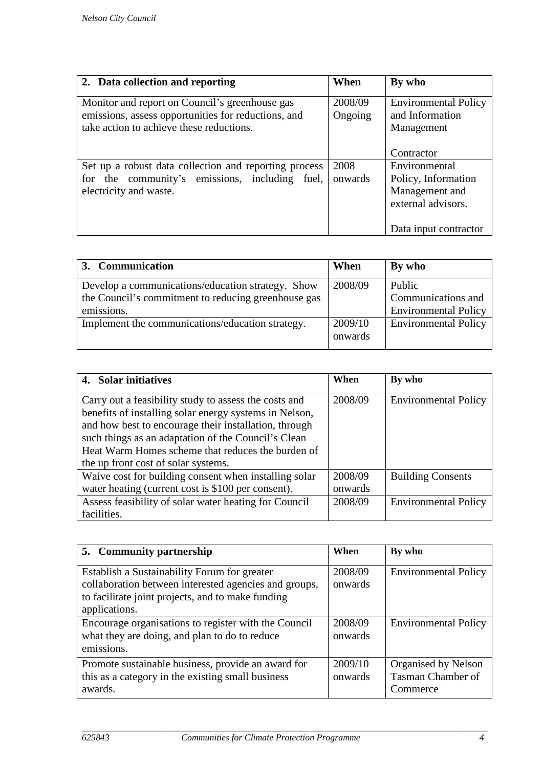| 2. Data collection and reporting | When | By who |
|---|---|---|
| Monitor and report on Council's greenhouse gas emissions, assess opportunities for reductions, and take action to achieve these reductions. | 2008/09 Ongoing | Environmental Policy and Information Management<br><br>Contractor |
| Set up a robust data collection and reporting process for the community's emissions, including fuel, electricity and waste. | 2008 onwards | Environmental Policy, Information Management and external advisors.<br><br>Data input contractor |

| 3. Communication | When | By who |
|---|---|---|
| Develop a communications/education strategy. Show the Council's commitment to reducing greenhouse gas emissions. | 2008/09 | Public Communications and Environmental Policy |
| Implement the communications/education strategy. | 2009/10 onwards | Environmental Policy |

| 4. Solar initiatives | When | By who |
|---|---|---|
| Carry out a feasibility study to assess the costs and benefits of installing solar energy systems in Nelson, and how best to encourage their installation, through such things as an adaptation of the Council's Clean Heat Warm Homes scheme that reduces the burden of the up front cost of solar systems. | 2008/09 | Environmental Policy |
| Waive cost for building consent when installing solar water heating (current cost is $100 per consent). | 2008/09 onwards | Building Consents |
| Assess feasibility of solar water heating for Council facilities. | 2008/09 | Environmental Policy |

| 5. Community partnership | When | By who |
|---|---|---|
| Establish a Sustainability Forum for greater collaboration between interested agencies and groups, to facilitate joint projects, and to make funding applications. | 2008/09 onwards | Environmental Policy |
| Encourage organisations to register with the Council what they are doing, and plan to do to reduce emissions. | 2008/09 onwards | Environmental Policy |
| Promote sustainable business, provide an award for this as a category in the existing small business awards. | 2009/10 onwards | Organised by Nelson Tasman Chamber of Commerce |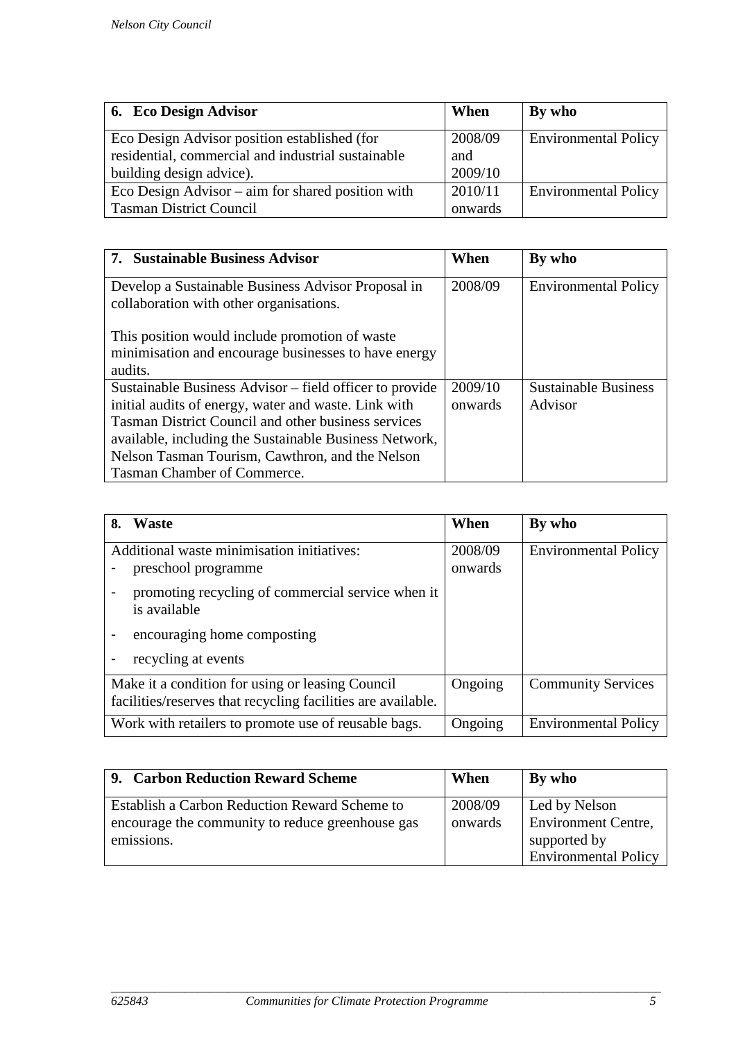| 6. Eco Design Advisor | When | By who |
|---|---|---|
| Eco Design Advisor position established (for residential, commercial and industrial sustainable building design advice). | 2008/09 and 2009/10 | Environmental Policy |
| Eco Design Advisor – aim for shared position with Tasman District Council | 2010/11 onwards | Environmental Policy |

| 7. Sustainable Business Advisor | When | By who |
|---|---|---|
| Develop a Sustainable Business Advisor Proposal in collaboration with other organisations.<br><br>This position would include promotion of waste minimisation and encourage businesses to have energy audits. | 2008/09 | Environmental Policy |
| Sustainable Business Advisor – field officer to provide initial audits of energy, water and waste. Link with Tasman District Council and other business services available, including the Sustainable Business Network, Nelson Tasman Tourism, Cawthron, and the Nelson Tasman Chamber of Commerce. | 2009/10 onwards | Sustainable Business Advisor |

| 8. Waste | When | By who |
|---|---|---|
| Additional waste minimisation initiatives:<br>- preschool programme<br>- promoting recycling of commercial service when it is available<br>- encouraging home composting<br>- recycling at events | 2008/09 onwards | Environmental Policy |
| Make it a condition for using or leasing Council facilities/reserves that recycling facilities are available. | Ongoing | Community Services |
| Work with retailers to promote use of reusable bags. | Ongoing | Environmental Policy |

| 9. Carbon Reduction Reward Scheme | When | By who |
|---|---|---|
| Establish a Carbon Reduction Reward Scheme to encourage the community to reduce greenhouse gas emissions. | 2008/09 onwards | Led by Nelson Environment Centre, supported by Environmental Policy |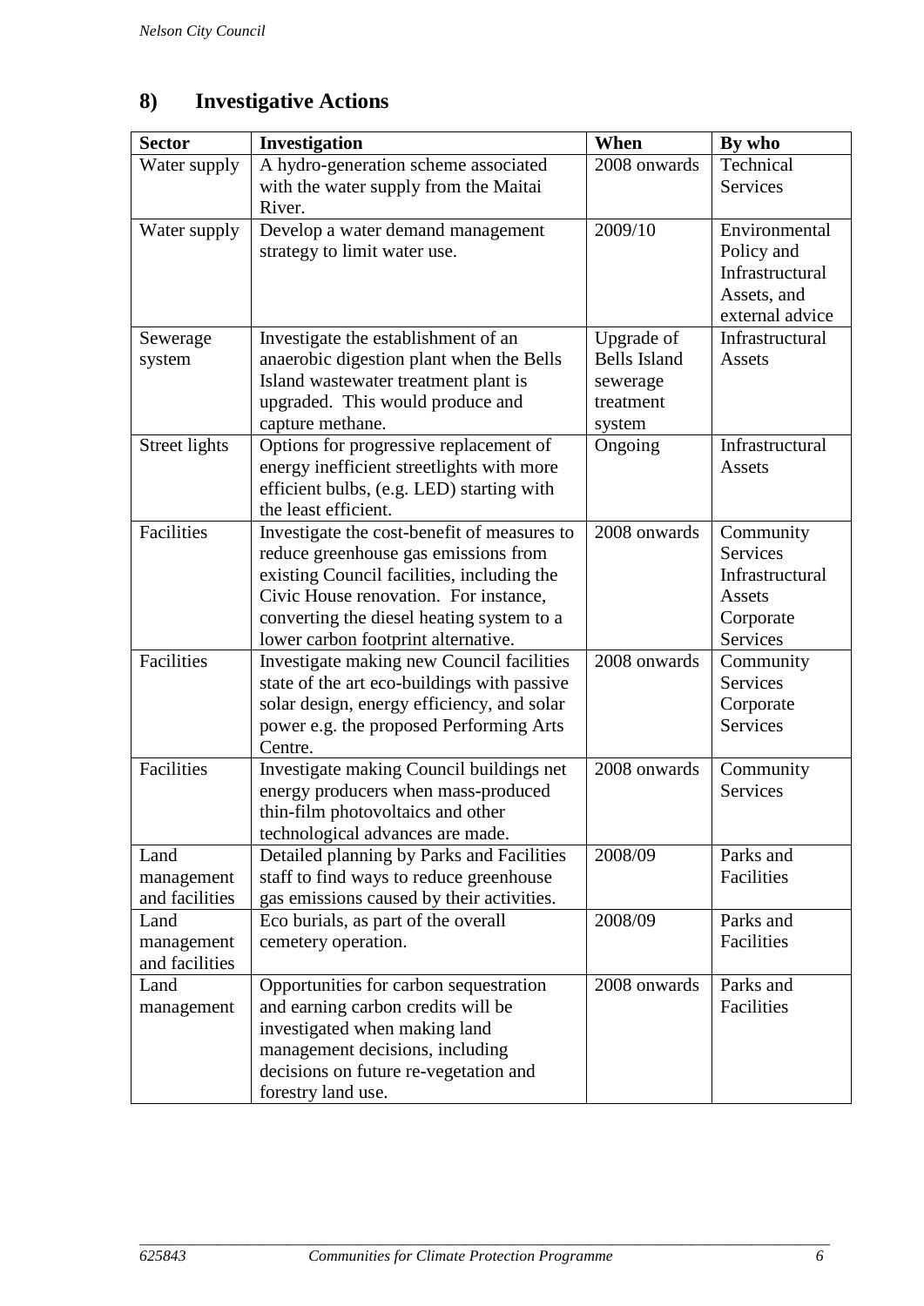## 8) Investigative Actions

| Sector | Investigation | When | By who |
|---|---|---|---|
| Water supply | A hydro-generation scheme associated with the water supply from the Maitai River. | 2008 onwards | Technical Services |
| Water supply | Develop a water demand management strategy to limit water use. | 2009/10 | Environmental Policy and Infrastructural Assets, and external advice |
| Sewerage system | Investigate the establishment of an anaerobic digestion plant when the Bells Island wastewater treatment plant is upgraded. This would produce and capture methane. | Upgrade of Bells Island sewerage treatment system | Infrastructural Assets |
| Street lights | Options for progressive replacement of energy inefficient streetlights with more efficient bulbs, (e.g. LED) starting with the least efficient. | Ongoing | Infrastructural Assets |
| Facilities | Investigate the cost-benefit of measures to reduce greenhouse gas emissions from existing Council facilities, including the Civic House renovation. For instance, converting the diesel heating system to a lower carbon footprint alternative. | 2008 onwards | Community Services Infrastructural Assets Corporate Services |
| Facilities | Investigate making new Council facilities state of the art eco-buildings with passive solar design, energy efficiency, and solar power e.g. the proposed Performing Arts Centre. | 2008 onwards | Community Services Corporate Services |
| Facilities | Investigate making Council buildings net energy producers when mass-produced thin-film photovoltaics and other technological advances are made. | 2008 onwards | Community Services |
| Land management and facilities | Detailed planning by Parks and Facilities staff to find ways to reduce greenhouse gas emissions caused by their activities. | 2008/09 | Parks and Facilities |
| Land management and facilities | Eco burials, as part of the overall cemetery operation. | 2008/09 | Parks and Facilities |
| Land management | Opportunities for carbon sequestration and earning carbon credits will be investigated when making land management decisions, including decisions on future re-vegetation and forestry land use. | 2008 onwards | Parks and Facilities |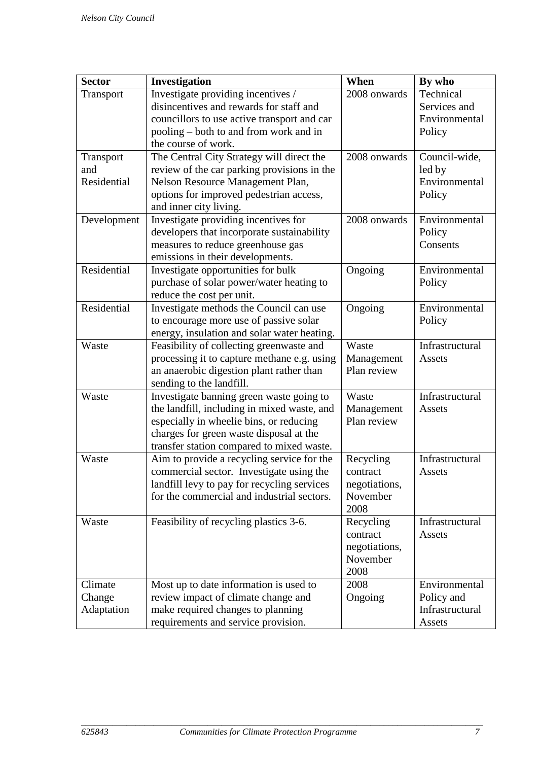| Sector | Investigation | When | By who |
|---|---|---|---|
| Transport | Investigate providing incentives / disincentives and rewards for staff and councillors to use active transport and car pooling – both to and from work and in the course of work. | 2008 onwards | Technical Services and Environmental Policy |
| Transport and Residential | The Central City Strategy will direct the review of the car parking provisions in the Nelson Resource Management Plan, options for improved pedestrian access, and inner city living. | 2008 onwards | Council-wide, led by Environmental Policy |
| Development | Investigate providing incentives for developers that incorporate sustainability measures to reduce greenhouse gas emissions in their developments. | 2008 onwards | Environmental Policy Consents |
| Residential | Investigate opportunities for bulk purchase of solar power/water heating to reduce the cost per unit. | Ongoing | Environmental Policy |
| Residential | Investigate methods the Council can use to encourage more use of passive solar energy, insulation and solar water heating. | Ongoing | Environmental Policy |
| Waste | Feasibility of collecting greenwaste and processing it to capture methane e.g. using an anaerobic digestion plant rather than sending to the landfill. | Waste Management Plan review | Infrastructural Assets |
| Waste | Investigate banning green waste going to the landfill, including in mixed waste, and especially in wheelie bins, or reducing charges for green waste disposal at the transfer station compared to mixed waste. | Waste Management Plan review | Infrastructural Assets |
| Waste | Aim to provide a recycling service for the commercial sector. Investigate using the landfill levy to pay for recycling services for the commercial and industrial sectors. | Recycling contract negotiations, November 2008 | Infrastructural Assets |
| Waste | Feasibility of recycling plastics 3-6. | Recycling contract negotiations, November 2008 | Infrastructural Assets |
| Climate Change Adaptation | Most up to date information is used to review impact of climate change and make required changes to planning requirements and service provision. | 2008 Ongoing | Environmental Policy and Infrastructural Assets |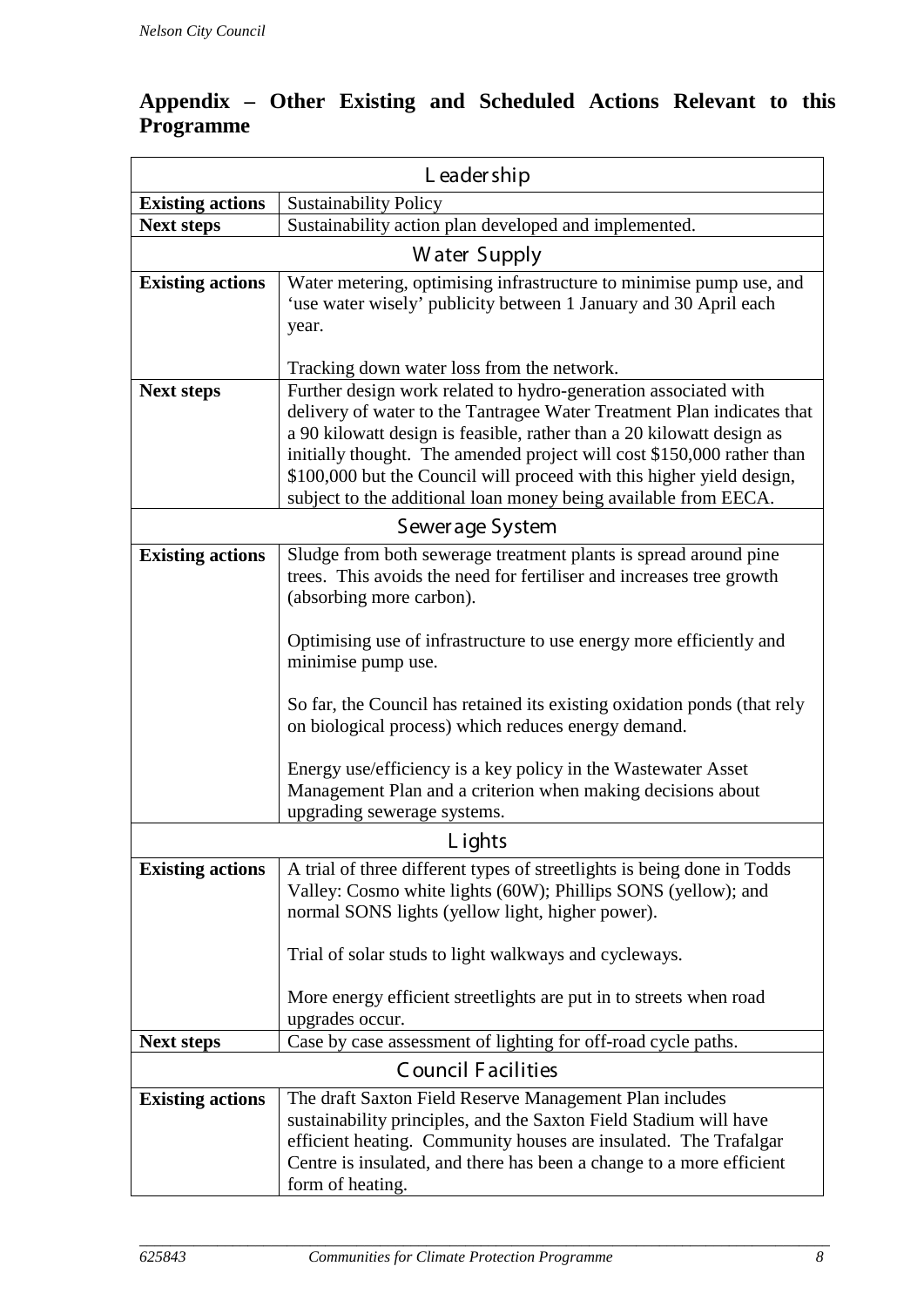## Appendix – Other Existing and Scheduled Actions Relevant to this Programme

| Leadership | |
|---|---|
| **Existing actions** | Sustainability Policy |
| **Next steps** | Sustainability action plan developed and implemented. |
| **Water Supply** | |
| **Existing actions** | Water metering, optimising infrastructure to minimise pump use, and 'use water wisely' publicity between 1 January and 30 April each year.<br><br>Tracking down water loss from the network. |
| **Next steps** | Further design work related to hydro-generation associated with delivery of water to the Tantragee Water Treatment Plan indicates that a 90 kilowatt design is feasible, rather than a 20 kilowatt design as initially thought. The amended project will cost $150,000 rather than $100,000 but the Council will proceed with this higher yield design, subject to the additional loan money being available from EECA. |
| **Sewerage System** | |
| **Existing actions** | Sludge from both sewerage treatment plants is spread around pine trees. This avoids the need for fertiliser and increases tree growth (absorbing more carbon).<br><br>Optimising use of infrastructure to use energy more efficiently and minimise pump use.<br><br>So far, the Council has retained its existing oxidation ponds (that rely on biological process) which reduces energy demand.<br><br>Energy use/efficiency is a key policy in the Wastewater Asset Management Plan and a criterion when making decisions about upgrading sewerage systems. |
| **Lights** | |
| **Existing actions** | A trial of three different types of streetlights is being done in Todds Valley: Cosmo white lights (60W); Phillips SONS (yellow); and normal SONS lights (yellow light, higher power).<br><br>Trial of solar studs to light walkways and cycleways.<br><br>More energy efficient streetlights are put in to streets when road upgrades occur. |
| **Next steps** | Case by case assessment of lighting for off-road cycle paths. |
| **Council Facilities** | |
| **Existing actions** | The draft Saxton Field Reserve Management Plan includes sustainability principles, and the Saxton Field Stadium will have efficient heating. Community houses are insulated. The Trafalgar Centre is insulated, and there has been a change to a more efficient form of heating. |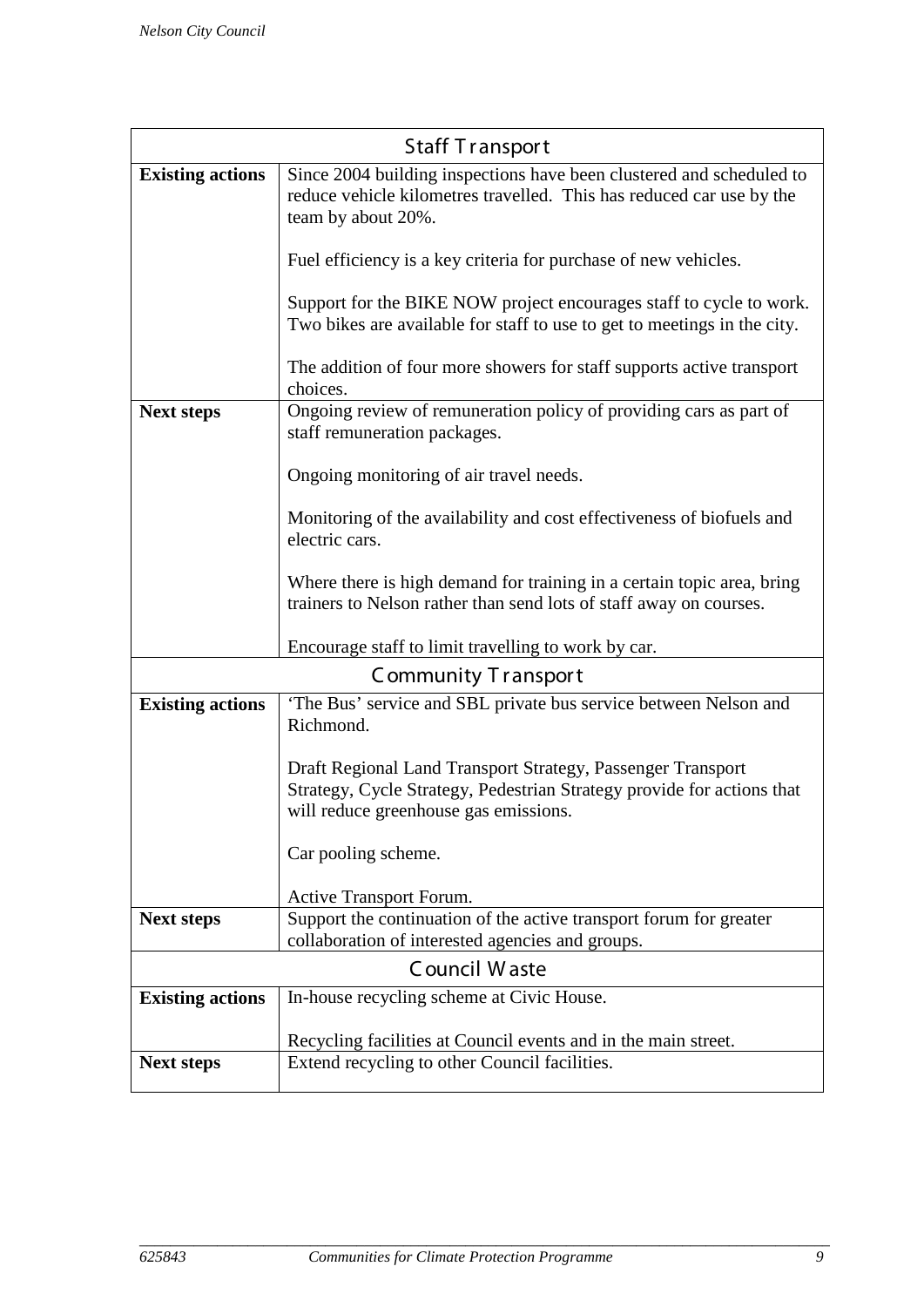| Staff Transport | |
|---|---|
| **Existing actions** | Since 2004 building inspections have been clustered and scheduled to reduce vehicle kilometres travelled. This has reduced car use by the team by about 20%.<br><br>Fuel efficiency is a key criteria for purchase of new vehicles.<br><br>Support for the BIKE NOW project encourages staff to cycle to work. Two bikes are available for staff to use to get to meetings in the city.<br><br>The addition of four more showers for staff supports active transport choices. |
| **Next steps** | Ongoing review of remuneration policy of providing cars as part of staff remuneration packages.<br><br>Ongoing monitoring of air travel needs.<br><br>Monitoring of the availability and cost effectiveness of biofuels and electric cars.<br><br>Where there is high demand for training in a certain topic area, bring trainers to Nelson rather than send lots of staff away on courses.<br><br>Encourage staff to limit travelling to work by car. |
| **Community Transport** | |
| **Existing actions** | 'The Bus' service and SBL private bus service between Nelson and Richmond.<br><br>Draft Regional Land Transport Strategy, Passenger Transport Strategy, Cycle Strategy, Pedestrian Strategy provide for actions that will reduce greenhouse gas emissions.<br><br>Car pooling scheme.<br><br>Active Transport Forum. |
| **Next steps** | Support the continuation of the active transport forum for greater collaboration of interested agencies and groups. |
| **Council Waste** | |
| **Existing actions** | In-house recycling scheme at Civic House.<br><br>Recycling facilities at Council events and in the main street. |
| **Next steps** | Extend recycling to other Council facilities. |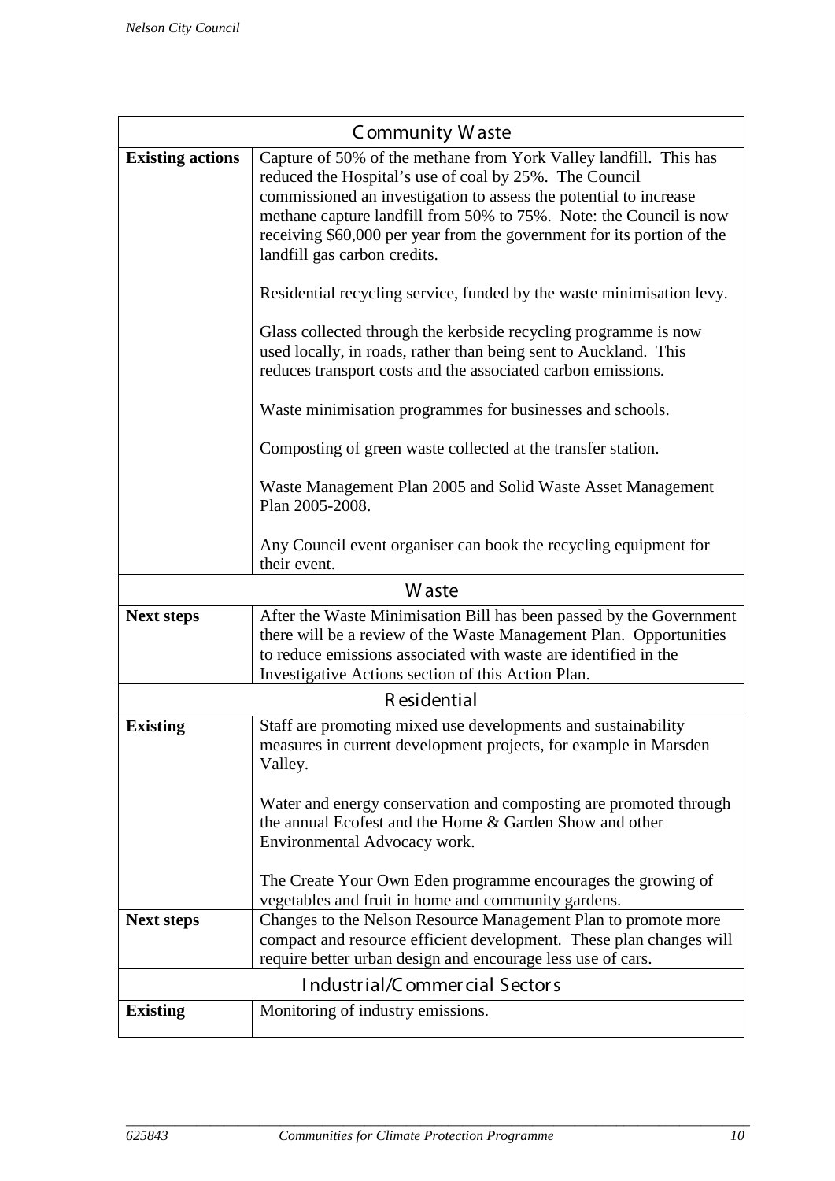| Community Waste | |
|---|---|
| **Existing actions** | Capture of 50% of the methane from York Valley landfill. This has reduced the Hospital's use of coal by 25%. The Council commissioned an investigation to assess the potential to increase methane capture landfill from 50% to 75%. Note: the Council is now receiving $60,000 per year from the government for its portion of the landfill gas carbon credits.<br><br>Residential recycling service, funded by the waste minimisation levy.<br><br>Glass collected through the kerbside recycling programme is now used locally, in roads, rather than being sent to Auckland. This reduces transport costs and the associated carbon emissions.<br><br>Waste minimisation programmes for businesses and schools.<br><br>Composting of green waste collected at the transfer station.<br><br>Waste Management Plan 2005 and Solid Waste Asset Management Plan 2005-2008.<br><br>Any Council event organiser can book the recycling equipment for their event. |
| **Waste** | |
| **Next steps** | After the Waste Minimisation Bill has been passed by the Government there will be a review of the Waste Management Plan. Opportunities to reduce emissions associated with waste are identified in the Investigative Actions section of this Action Plan. |
| **Residential** | |
| **Existing** | Staff are promoting mixed use developments and sustainability measures in current development projects, for example in Marsden Valley.<br><br>Water and energy conservation and composting are promoted through the annual Ecofest and the Home & Garden Show and other Environmental Advocacy work.<br><br>The Create Your Own Eden programme encourages the growing of vegetables and fruit in home and community gardens. |
| **Next steps** | Changes to the Nelson Resource Management Plan to promote more compact and resource efficient development. These plan changes will require better urban design and encourage less use of cars. |
| **Industrial/Commercial Sectors** | |
| **Existing** | Monitoring of industry emissions. |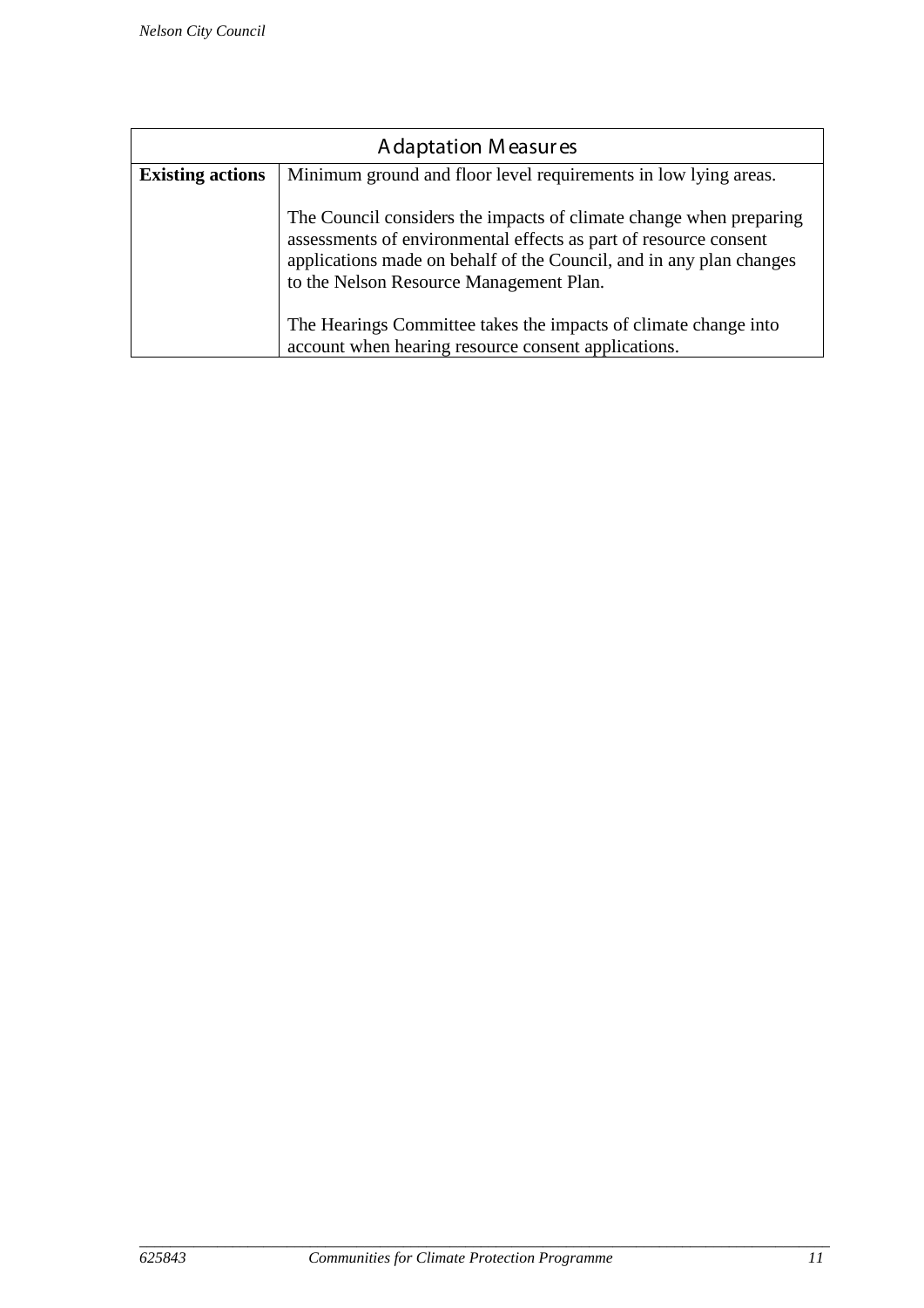| Adaptation Measures | |
|---|---|
| **Existing actions** | Minimum ground and floor level requirements in low lying areas.<br><br>The Council considers the impacts of climate change when preparing assessments of environmental effects as part of resource consent applications made on behalf of the Council, and in any plan changes to the Nelson Resource Management Plan.<br><br>The Hearings Committee takes the impacts of climate change into account when hearing resource consent applications. |